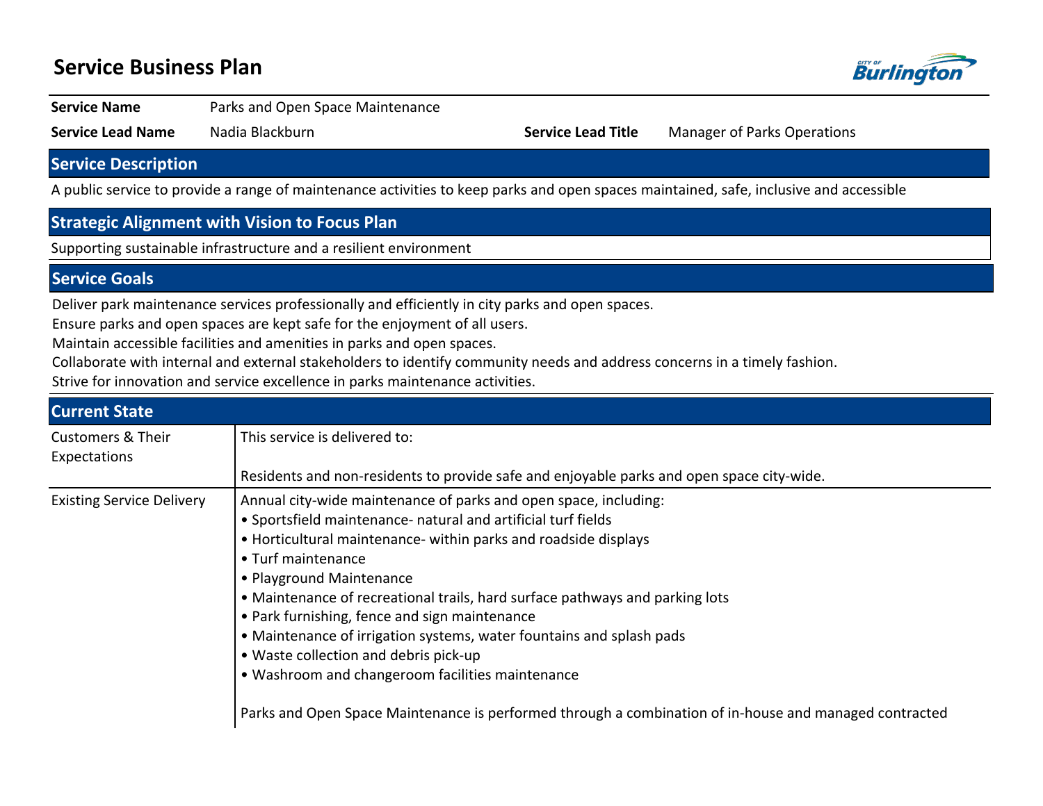# Service Business Plan

| | | | |
|---|---|---|---|
| **Service Name** | Parks and Open Space Maintenance | | |
| **Service Lead Name** | Nadia Blackburn | **Service Lead Title** | Manager of Parks Operations |

## Service Description

A public service to provide a range of maintenance activities to keep parks and open spaces maintained, safe, inclusive and accessible

## Strategic Alignment with Vision to Focus Plan

Supporting sustainable infrastructure and a resilient environment

## Service Goals

Deliver park maintenance services professionally and efficiently in city parks and open spaces.
Ensure parks and open spaces are kept safe for the enjoyment of all users.
Maintain accessible facilities and amenities in parks and open spaces.
Collaborate with internal and external stakeholders to identify community needs and address concerns in a timely fashion.
Strive for innovation and service excellence in parks maintenance activities.

## Current State

| | |
|---|---|
| Customers & Their Expectations | This service is delivered to:<br><br>Residents and non-residents to provide safe and enjoyable parks and open space city-wide. |
| Existing Service Delivery | Annual city-wide maintenance of parks and open space, including:<br>• Sportsfield maintenance- natural and artificial turf fields<br>• Horticultural maintenance- within parks and roadside displays<br>• Turf maintenance<br>• Playground Maintenance<br>• Maintenance of recreational trails, hard surface pathways and parking lots<br>• Park furnishing, fence and sign maintenance<br>• Maintenance of irrigation systems, water fountains and splash pads<br>• Waste collection and debris pick-up<br>• Washroom and changeroom facilities maintenance<br><br>Parks and Open Space Maintenance is performed through a combination of in-house and managed contracted |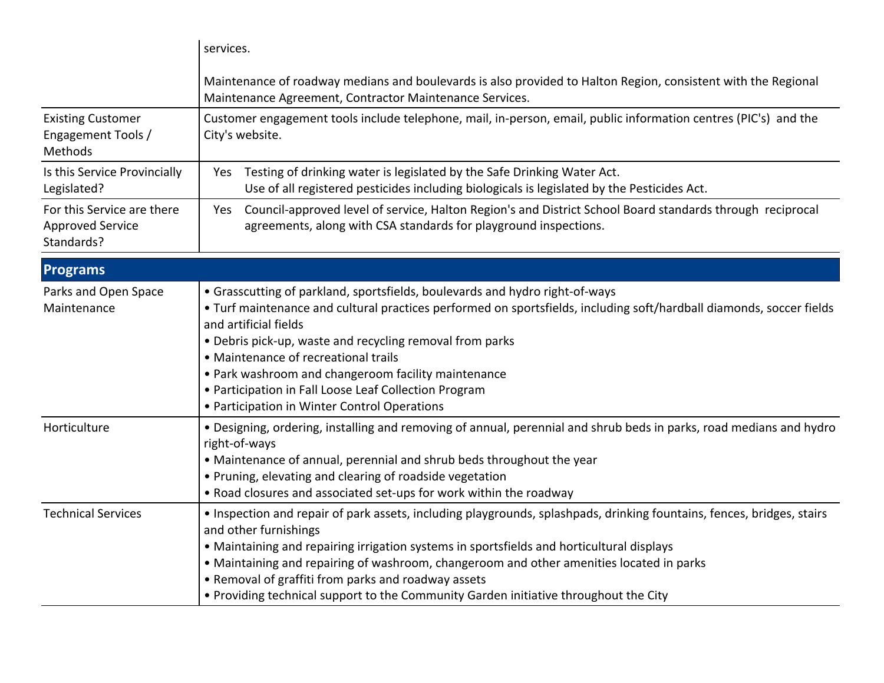| | |
|---|---|
| | services.<br><br>Maintenance of roadway medians and boulevards is also provided to Halton Region, consistent with the Regional Maintenance Agreement, Contractor Maintenance Services. |
| Existing Customer Engagement Tools / Methods | Customer engagement tools include telephone, mail, in-person, email, public information centres (PIC's) and the City's website. |
| Is this Service Provincially Legislated? | Yes Testing of drinking water is legislated by the Safe Drinking Water Act.<br>Use of all registered pesticides including biologicals is legislated by the Pesticides Act. |
| For this Service are there Approved Service Standards? | Yes Council-approved level of service, Halton Region's and District School Board standards through reciprocal agreements, along with CSA standards for playground inspections. |

## Programs

| | |
|---|---|
| Parks and Open Space Maintenance | • Grasscutting of parkland, sportsfields, boulevards and hydro right-of-ways<br>• Turf maintenance and cultural practices performed on sportsfields, including soft/hardball diamonds, soccer fields and artificial fields<br>• Debris pick-up, waste and recycling removal from parks<br>• Maintenance of recreational trails<br>• Park washroom and changeroom facility maintenance<br>• Participation in Fall Loose Leaf Collection Program<br>• Participation in Winter Control Operations |
| Horticulture | • Designing, ordering, installing and removing of annual, perennial and shrub beds in parks, road medians and hydro right-of-ways<br>• Maintenance of annual, perennial and shrub beds throughout the year<br>• Pruning, elevating and clearing of roadside vegetation<br>• Road closures and associated set-ups for work within the roadway |
| Technical Services | • Inspection and repair of park assets, including playgrounds, splashpads, drinking fountains, fences, bridges, stairs and other furnishings<br>• Maintaining and repairing irrigation systems in sportsfields and horticultural displays<br>• Maintaining and repairing of washroom, changeroom and other amenities located in parks<br>• Removal of graffiti from parks and roadway assets<br>• Providing technical support to the Community Garden initiative throughout the City |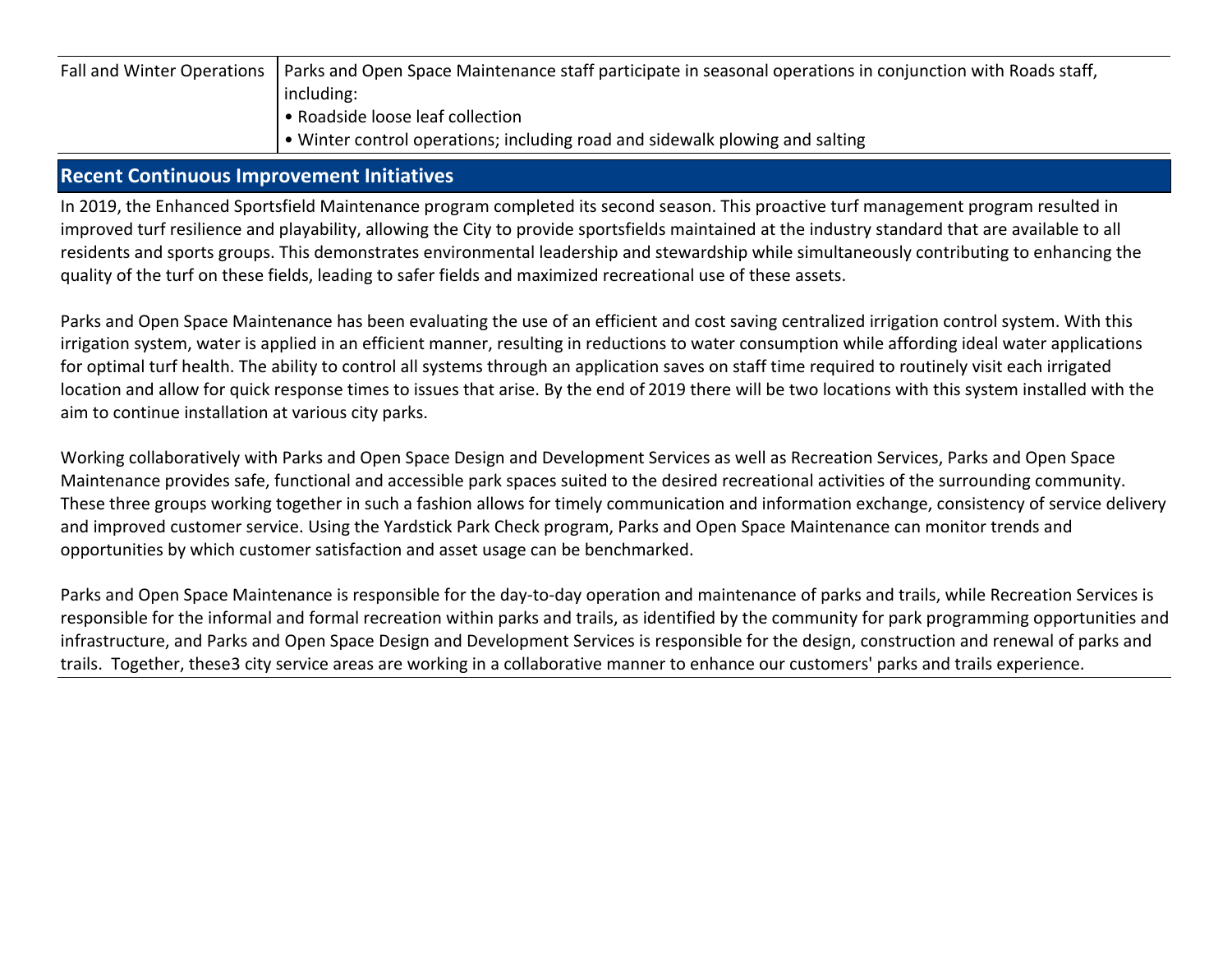| | |
|---|---|
| Fall and Winter Operations | Parks and Open Space Maintenance staff participate in seasonal operations in conjunction with Roads staff, including:<br>• Roadside loose leaf collection<br>• Winter control operations; including road and sidewalk plowing and salting |

## Recent Continuous Improvement Initiatives

In 2019, the Enhanced Sportsfield Maintenance program completed its second season. This proactive turf management program resulted in improved turf resilience and playability, allowing the City to provide sportsfields maintained at the industry standard that are available to all residents and sports groups. This demonstrates environmental leadership and stewardship while simultaneously contributing to enhancing the quality of the turf on these fields, leading to safer fields and maximized recreational use of these assets.

Parks and Open Space Maintenance has been evaluating the use of an efficient and cost saving centralized irrigation control system. With this irrigation system, water is applied in an efficient manner, resulting in reductions to water consumption while affording ideal water applications for optimal turf health. The ability to control all systems through an application saves on staff time required to routinely visit each irrigated location and allow for quick response times to issues that arise. By the end of 2019 there will be two locations with this system installed with the aim to continue installation at various city parks.

Working collaboratively with Parks and Open Space Design and Development Services as well as Recreation Services, Parks and Open Space Maintenance provides safe, functional and accessible park spaces suited to the desired recreational activities of the surrounding community. These three groups working together in such a fashion allows for timely communication and information exchange, consistency of service delivery and improved customer service. Using the Yardstick Park Check program, Parks and Open Space Maintenance can monitor trends and opportunities by which customer satisfaction and asset usage can be benchmarked.

Parks and Open Space Maintenance is responsible for the day-to-day operation and maintenance of parks and trails, while Recreation Services is responsible for the informal and formal recreation within parks and trails, as identified by the community for park programming opportunities and infrastructure, and Parks and Open Space Design and Development Services is responsible for the design, construction and renewal of parks and trails. Together, these3 city service areas are working in a collaborative manner to enhance our customers' parks and trails experience.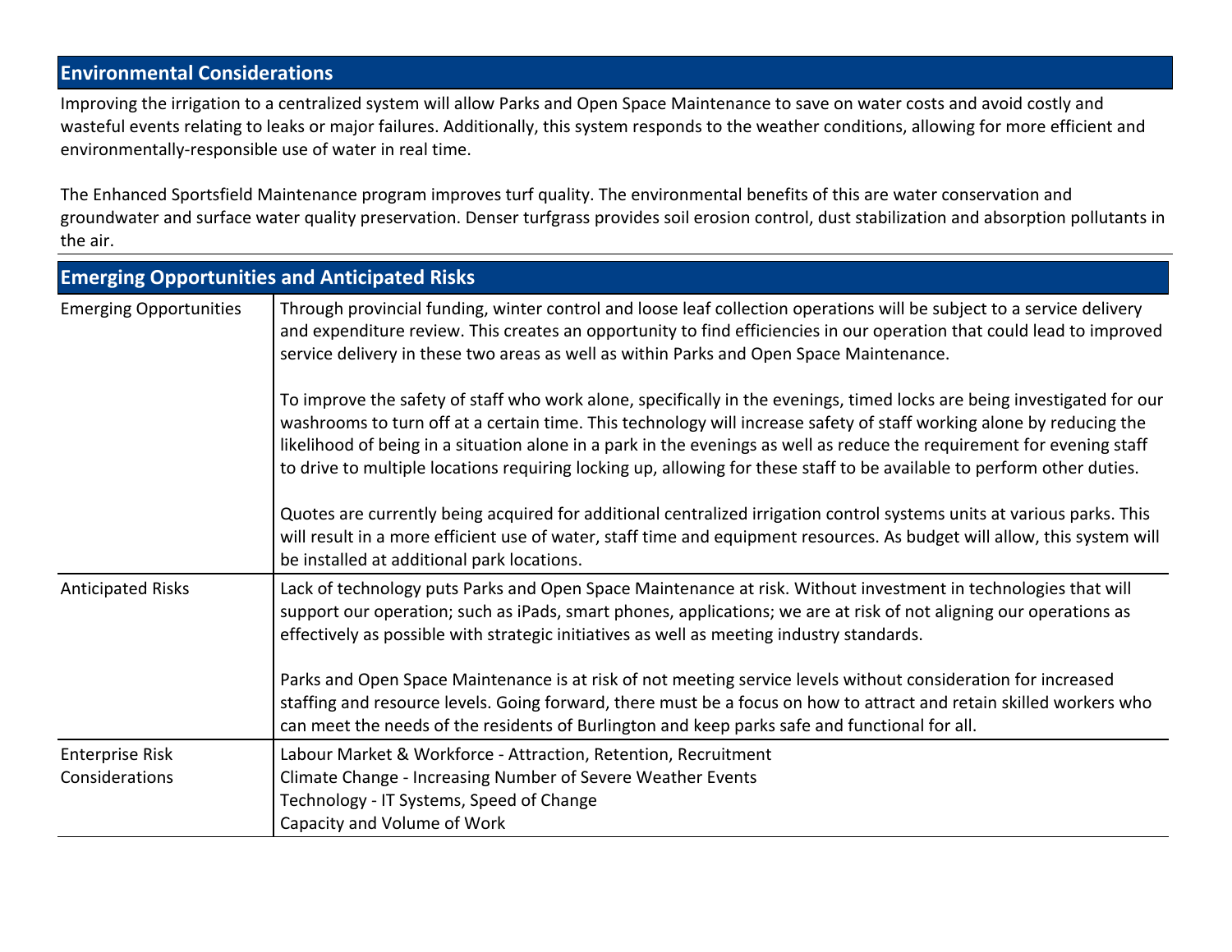## Environmental Considerations

Improving the irrigation to a centralized system will allow Parks and Open Space Maintenance to save on water costs and avoid costly and wasteful events relating to leaks or major failures. Additionally, this system responds to the weather conditions, allowing for more efficient and environmentally-responsible use of water in real time.

The Enhanced Sportsfield Maintenance program improves turf quality. The environmental benefits of this are water conservation and groundwater and surface water quality preservation. Denser turfgrass provides soil erosion control, dust stabilization and absorption pollutants in the air.

## Emerging Opportunities and Anticipated Risks

| | |
|---|---|
| Emerging Opportunities | Through provincial funding, winter control and loose leaf collection operations will be subject to a service delivery and expenditure review. This creates an opportunity to find efficiencies in our operation that could lead to improved service delivery in these two areas as well as within Parks and Open Space Maintenance.<br><br>To improve the safety of staff who work alone, specifically in the evenings, timed locks are being investigated for our washrooms to turn off at a certain time. This technology will increase safety of staff working alone by reducing the likelihood of being in a situation alone in a park in the evenings as well as reduce the requirement for evening staff to drive to multiple locations requiring locking up, allowing for these staff to be available to perform other duties.<br><br>Quotes are currently being acquired for additional centralized irrigation control systems units at various parks. This will result in a more efficient use of water, staff time and equipment resources. As budget will allow, this system will be installed at additional park locations. |
| Anticipated Risks | Lack of technology puts Parks and Open Space Maintenance at risk. Without investment in technologies that will support our operation; such as iPads, smart phones, applications; we are at risk of not aligning our operations as effectively as possible with strategic initiatives as well as meeting industry standards.<br><br>Parks and Open Space Maintenance is at risk of not meeting service levels without consideration for increased staffing and resource levels. Going forward, there must be a focus on how to attract and retain skilled workers who can meet the needs of the residents of Burlington and keep parks safe and functional for all. |
| Enterprise Risk Considerations | Labour Market & Workforce - Attraction, Retention, Recruitment<br>Climate Change - Increasing Number of Severe Weather Events<br>Technology - IT Systems, Speed of Change<br>Capacity and Volume of Work |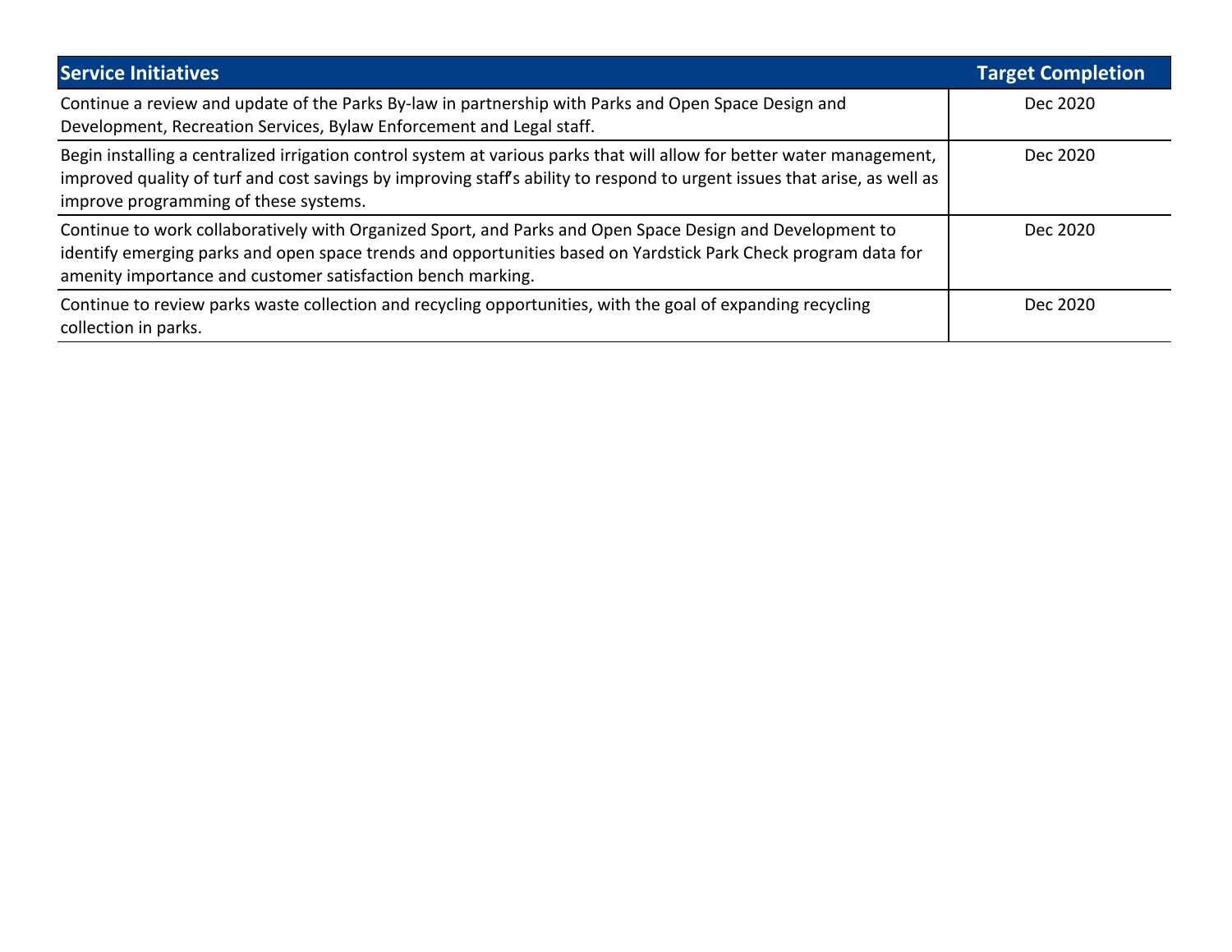| Service Initiatives | Target Completion |
| --- | --- |
| Continue a review and update of the Parks By-law in partnership with Parks and Open Space Design and Development, Recreation Services, Bylaw Enforcement and Legal staff. | Dec 2020 |
| Begin installing a centralized irrigation control system at various parks that will allow for better water management, improved quality of turf and cost savings by improving staff's ability to respond to urgent issues that arise, as well as improve programming of these systems. | Dec 2020 |
| Continue to work collaboratively with Organized Sport, and Parks and Open Space Design and Development to identify emerging parks and open space trends and opportunities based on Yardstick Park Check program data for amenity importance and customer satisfaction bench marking. | Dec 2020 |
| Continue to review parks waste collection and recycling opportunities, with the goal of expanding recycling collection in parks. | Dec 2020 |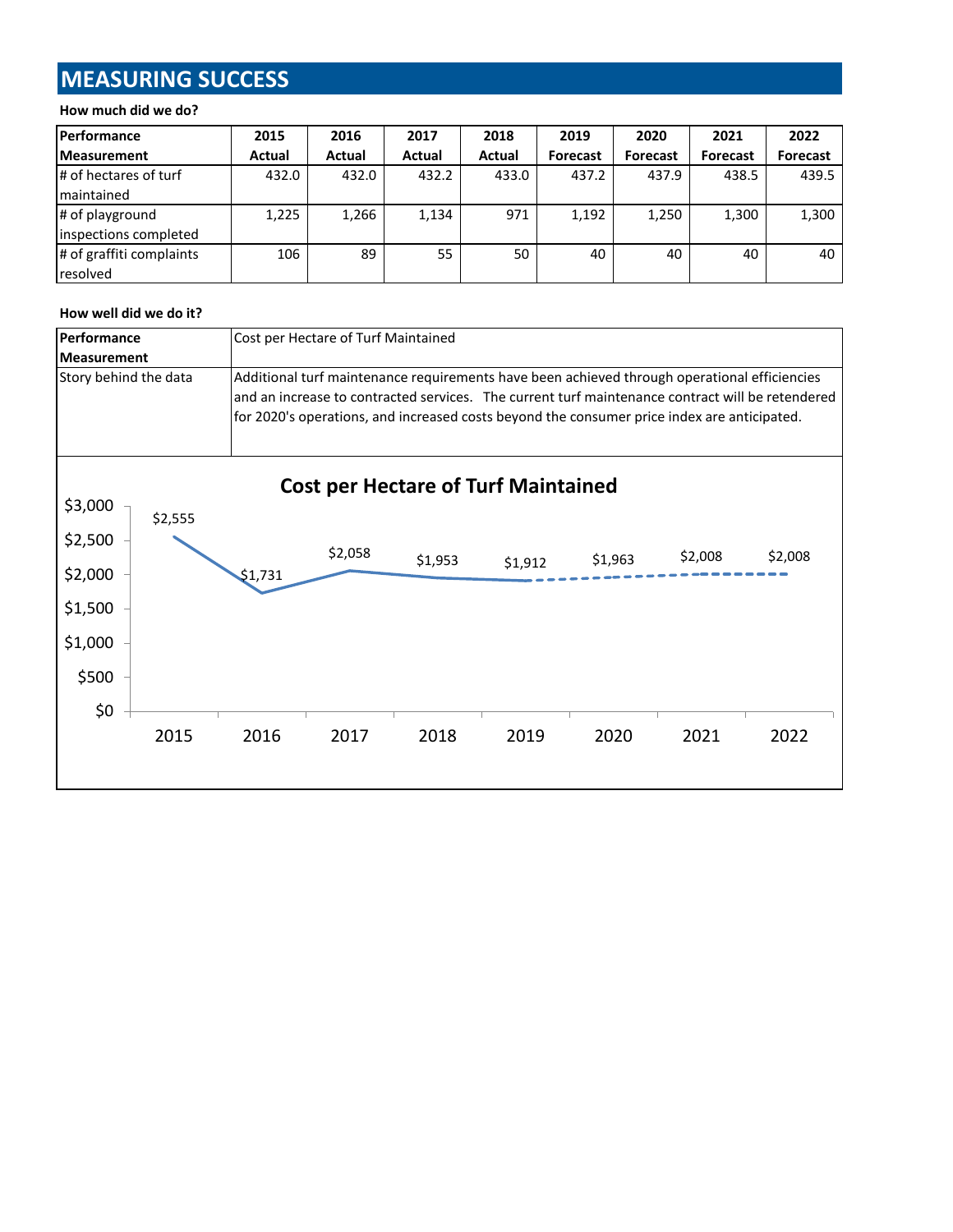## MEASURING SUCCESS

**How much did we do?**

| Performance Measurement | 2015 Actual | 2016 Actual | 2017 Actual | 2018 Actual | 2019 Forecast | 2020 Forecast | 2021 Forecast | 2022 Forecast |
|---|---|---|---|---|---|---|---|---|
| # of hectares of turf maintained | 432.0 | 432.0 | 432.2 | 433.0 | 437.2 | 437.9 | 438.5 | 439.5 |
| # of playground inspections completed | 1,225 | 1,266 | 1,134 | 971 | 1,192 | 1,250 | 1,300 | 1,300 |
| # of graffiti complaints resolved | 106 | 89 | 55 | 50 | 40 | 40 | 40 | 40 |

**How well did we do it?**

| Performance Measurement | Cost per Hectare of Turf Maintained |
|---|---|
| Story behind the data | Additional turf maintenance requirements have been achieved through operational efficiencies and an increase to contracted services. The current turf maintenance contract will be retendered for 2020's operations, and increased costs beyond the consumer price index are anticipated. |

**Cost per Hectare of Turf Maintained**

| Year | 2015 | 2016 | 2017 | 2018 | 2019 | 2020 | 2021 | 2022 |
|---|---|---|---|---|---|---|---|---|
| Cost | $2,555 | $1,731 | $2,058 | $1,953 | $1,912 | $1,963 | $2,008 | $2,008 |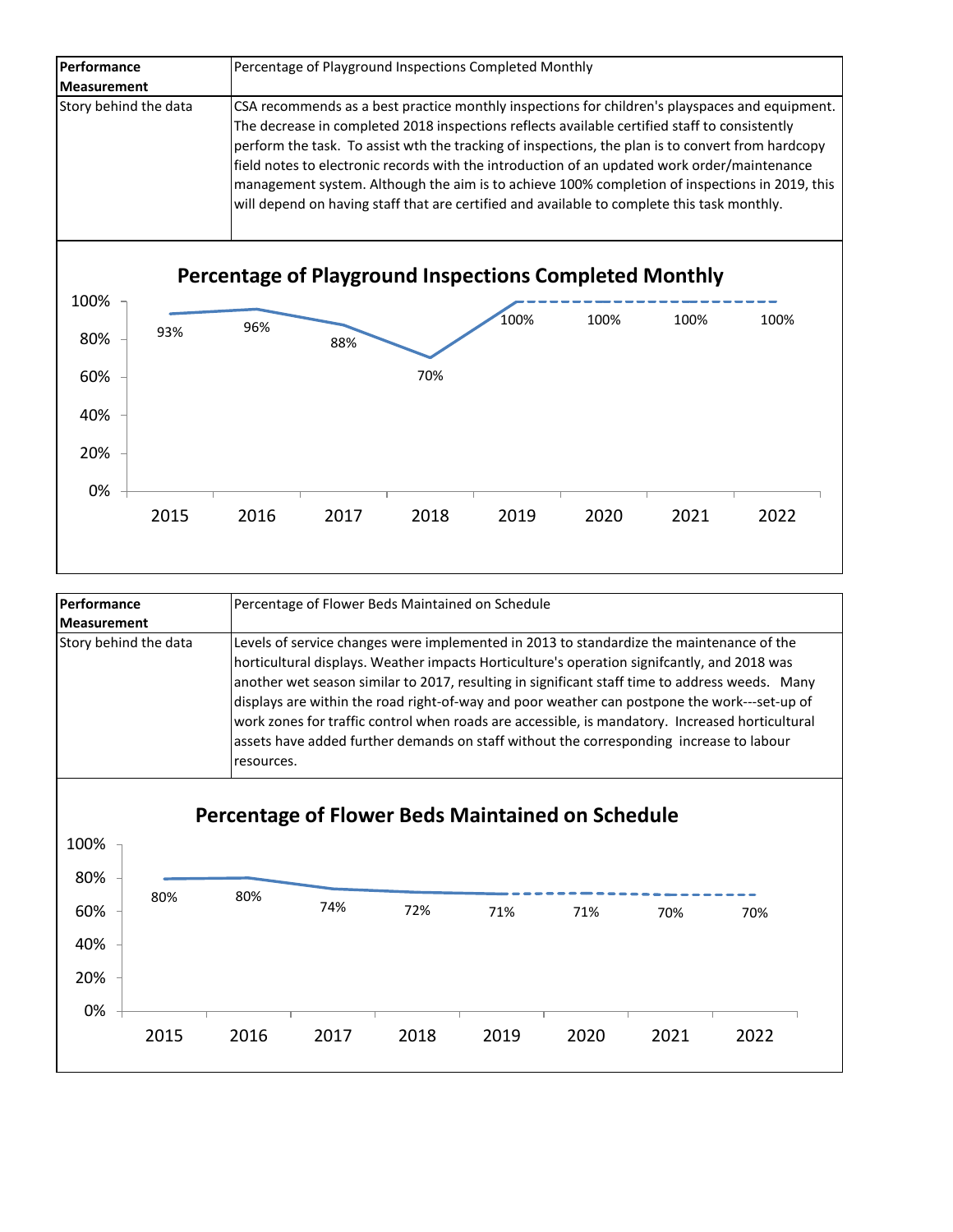| Performance Measurement | Percentage of Playground Inspections Completed Monthly |
| --- | --- |
| Story behind the data | CSA recommends as a best practice monthly inspections for children's playspaces and equipment. The decrease in completed 2018 inspections reflects available certified staff to consistently perform the task. To assist wth the tracking of inspections, the plan is to convert from hardcopy field notes to electronic records with the introduction of an updated work order/maintenance management system. Although the aim is to achieve 100% completion of inspections in 2019, this will depend on having staff that are certified and available to complete this task monthly. |

**Percentage of Playground Inspections Completed Monthly**

| Year | 2015 | 2016 | 2017 | 2018 | 2019 | 2020 | 2021 | 2022 |
| --- | --- | --- | --- | --- | --- | --- | --- | --- |
| Percentage | 93% | 96% | 88% | 70% | 100% | 100% | 100% | 100% |

| Performance Measurement | Percentage of Flower Beds Maintained on Schedule |
| --- | --- |
| Story behind the data | Levels of service changes were implemented in 2013 to standardize the maintenance of the horticultural displays. Weather impacts Horticulture's operation signifcantly, and 2018 was another wet season similar to 2017, resulting in significant staff time to address weeds. Many displays are within the road right-of-way and poor weather can postpone the work---set-up of work zones for traffic control when roads are accessible, is mandatory. Increased horticultural assets have added further demands on staff without the corresponding increase to labour resources. |

**Percentage of Flower Beds Maintained on Schedule**

| Year | 2015 | 2016 | 2017 | 2018 | 2019 | 2020 | 2021 | 2022 |
| --- | --- | --- | --- | --- | --- | --- | --- | --- |
| Percentage | 80% | 80% | 74% | 72% | 71% | 71% | 70% | 70% |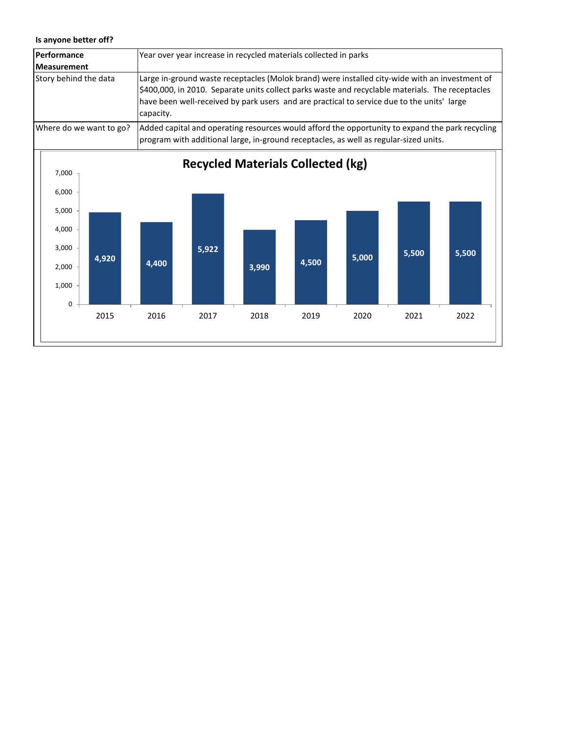**Is anyone better off?**

| | |
|---|---|
| **Performance Measurement** | Year over year increase in recycled materials collected in parks |
| Story behind the data | Large in-ground waste receptacles (Molok brand) were installed city-wide with an investment of $400,000, in 2010. Separate units collect parks waste and recyclable materials. The receptacles have been well-received by park users and are practical to service due to the units' large capacity. |
| Where do we want to go? | Added capital and operating resources would afford the opportunity to expand the park recycling program with additional large, in-ground receptacles, as well as regular-sized units. |

**Recycled Materials Collected (kg)**

7,000
6,000
5,000
4,000
3,000
2,000
1,000
0

4,920
4,400
5,922
3,990
4,500
5,000
5,500
5,500

2015
2016
2017
2018
2019
2020
2021
2022